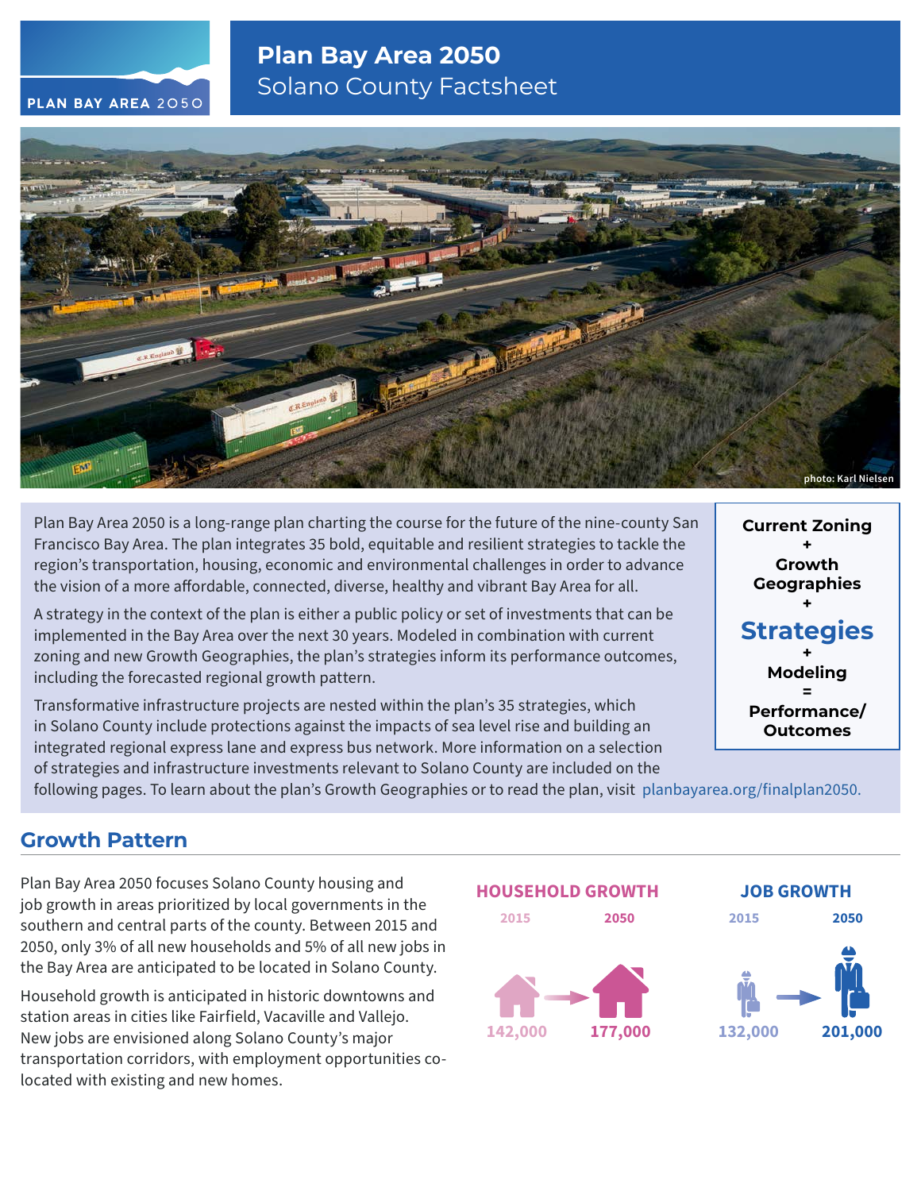# Plan Bay Area 2050
## Solano County Factsheet

photo: Karl Nielsen

Plan Bay Area 2050 is a long-range plan charting the course for the future of the nine-county San Francisco Bay Area. The plan integrates 35 bold, equitable and resilient strategies to tackle the region's transportation, housing, economic and environmental challenges in order to advance the vision of a more affordable, connected, diverse, healthy and vibrant Bay Area for all.

A strategy in the context of the plan is either a public policy or set of investments that can be implemented in the Bay Area over the next 30 years. Modeled in combination with current zoning and new Growth Geographies, the plan's strategies inform its performance outcomes, including the forecasted regional growth pattern.

Transformative infrastructure projects are nested within the plan's 35 strategies, which in Solano County include protections against the impacts of sea level rise and building an integrated regional express lane and express bus network. More information on a selection of strategies and infrastructure investments relevant to Solano County are included on the following pages. To learn about the plan's Growth Geographies or to read the plan, visit planbayarea.org/finalplan2050.

**Current Zoning**
**+**
**Growth Geographies**
**+**
**Strategies**
**+**
**Modeling**
**=**
**Performance/ Outcomes**

## Growth Pattern

Plan Bay Area 2050 focuses Solano County housing and job growth in areas prioritized by local governments in the southern and central parts of the county. Between 2015 and 2050, only 3% of all new households and 5% of all new jobs in the Bay Area are anticipated to be located in Solano County.

Household growth is anticipated in historic downtowns and station areas in cities like Fairfield, Vacaville and Vallejo. New jobs are envisioned along Solano County's major transportation corridors, with employment opportunities co-located with existing and new homes.

| | 2015 | 2050 |
|---|---|---|
| HOUSEHOLD GROWTH | 142,000 | 177,000 |
| JOB GROWTH | 132,000 | 201,000 |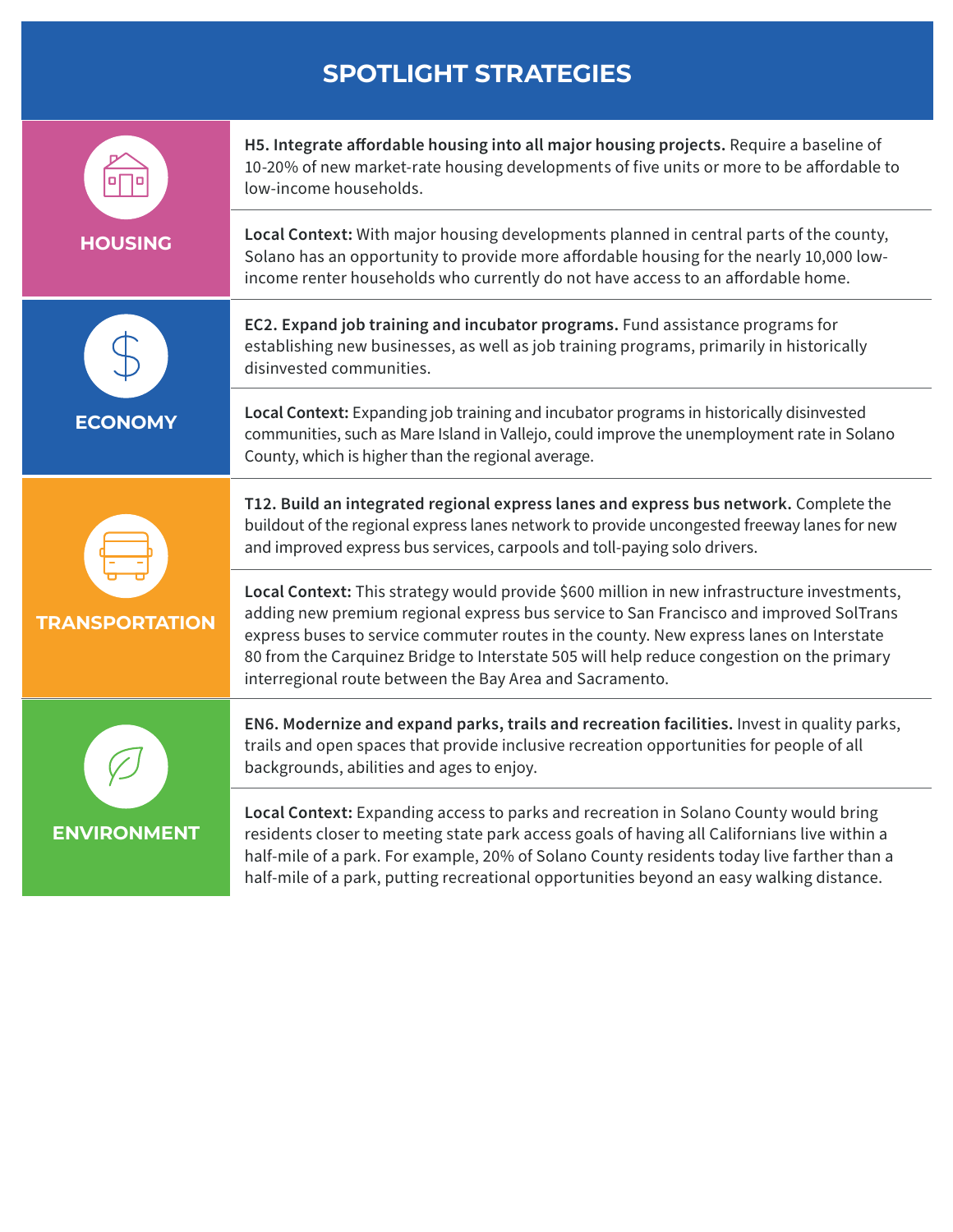# SPOTLIGHT STRATEGIES

## HOUSING

**H5. Integrate affordable housing into all major housing projects.** Require a baseline of 10-20% of new market-rate housing developments of five units or more to be affordable to low-income households.

**Local Context:** With major housing developments planned in central parts of the county, Solano has an opportunity to provide more affordable housing for the nearly 10,000 low-income renter households who currently do not have access to an affordable home.

## ECONOMY

**EC2. Expand job training and incubator programs.** Fund assistance programs for establishing new businesses, as well as job training programs, primarily in historically disinvested communities.

**Local Context:** Expanding job training and incubator programs in historically disinvested communities, such as Mare Island in Vallejo, could improve the unemployment rate in Solano County, which is higher than the regional average.

## TRANSPORTATION

**T12. Build an integrated regional express lanes and express bus network.** Complete the buildout of the regional express lanes network to provide uncongested freeway lanes for new and improved express bus services, carpools and toll-paying solo drivers.

**Local Context:** This strategy would provide $600 million in new infrastructure investments, adding new premium regional express bus service to San Francisco and improved SolTrans express buses to service commuter routes in the county. New express lanes on Interstate 80 from the Carquinez Bridge to Interstate 505 will help reduce congestion on the primary interregional route between the Bay Area and Sacramento.

## ENVIRONMENT

**EN6. Modernize and expand parks, trails and recreation facilities.** Invest in quality parks, trails and open spaces that provide inclusive recreation opportunities for people of all backgrounds, abilities and ages to enjoy.

**Local Context:** Expanding access to parks and recreation in Solano County would bring residents closer to meeting state park access goals of having all Californians live within a half-mile of a park. For example, 20% of Solano County residents today live farther than a half-mile of a park, putting recreational opportunities beyond an easy walking distance.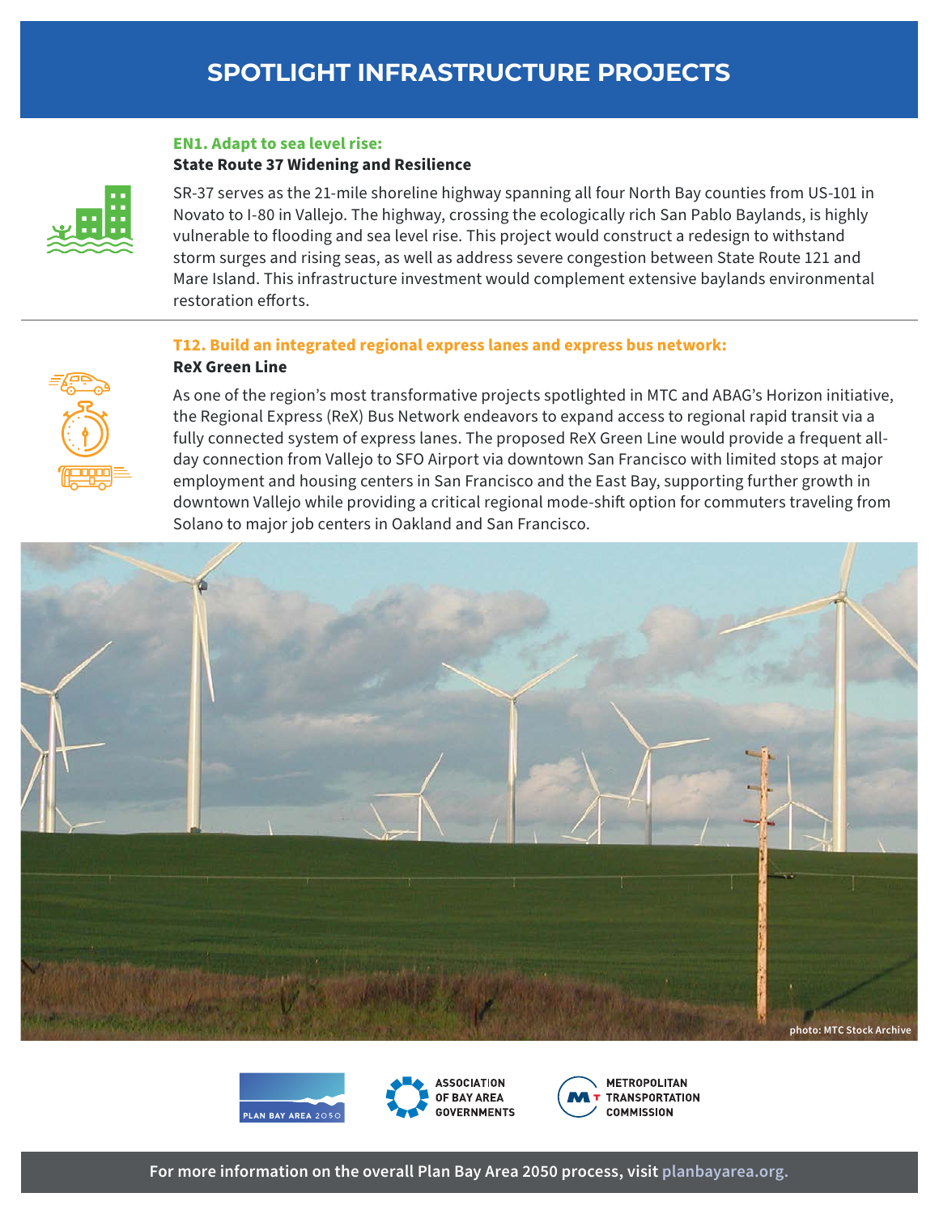# SPOTLIGHT INFRASTRUCTURE PROJECTS

## EN1. Adapt to sea level rise:

**State Route 37 Widening and Resilience**

SR-37 serves as the 21-mile shoreline highway spanning all four North Bay counties from US-101 in Novato to I-80 in Vallejo. The highway, crossing the ecologically rich San Pablo Baylands, is highly vulnerable to flooding and sea level rise. This project would construct a redesign to withstand storm surges and rising seas, as well as address severe congestion between State Route 121 and Mare Island. This infrastructure investment would complement extensive baylands environmental restoration efforts.

## T12. Build an integrated regional express lanes and express bus network:

**ReX Green Line**

As one of the region's most transformative projects spotlighted in MTC and ABAG's Horizon initiative, the Regional Express (ReX) Bus Network endeavors to expand access to regional rapid transit via a fully connected system of express lanes. The proposed ReX Green Line would provide a frequent all-day connection from Vallejo to SFO Airport via downtown San Francisco with limited stops at major employment and housing centers in San Francisco and the East Bay, supporting further growth in downtown Vallejo while providing a critical regional mode-shift option for commuters traveling from Solano to major job centers in Oakland and San Francisco.

photo: MTC Stock Archive

PLAN BAY AREA 2050

ASSOCIATION OF BAY AREA GOVERNMENTS

METROPOLITAN TRANSPORTATION COMMISSION

For more information on the overall Plan Bay Area 2050 process, visit planbayarea.org.